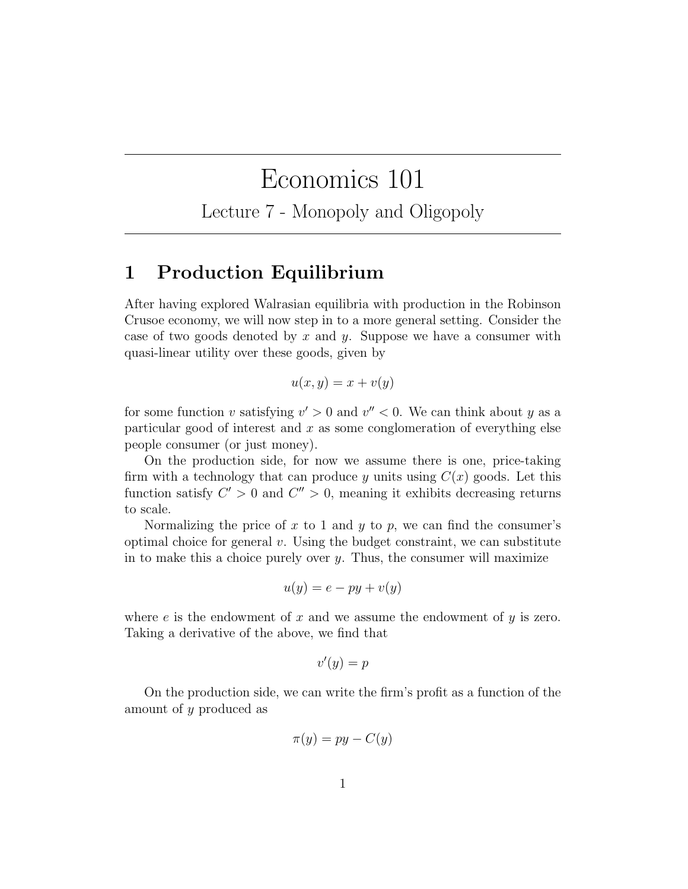# Economics 101

## Lecture 7 - Monopoly and Oligopoly

## 1 Production Equilibrium

After having explored Walrasian equilibria with production in the Robinson Crusoe economy, we will now step in to a more general setting. Consider the case of two goods denoted by $x$ and $y$. Suppose we have a consumer with quasi-linear utility over these goods, given by

$$u(x, y) = x + v(y)$$

for some function $v$ satisfying $v' > 0$ and $v'' < 0$. We can think about $y$ as a particular good of interest and $x$ as some conglomeration of everything else people consumer (or just money).

On the production side, for now we assume there is one, price-taking firm with a technology that can produce $y$ units using $C(x)$ goods. Let this function satisfy $C' > 0$ and $C'' > 0$, meaning it exhibits decreasing returns to scale.

Normalizing the price of $x$ to 1 and $y$ to $p$, we can find the consumer's optimal choice for general $v$. Using the budget constraint, we can substitute in to make this a choice purely over $y$. Thus, the consumer will maximize

$$u(y) = e - py + v(y)$$

where $e$ is the endowment of $x$ and we assume the endowment of $y$ is zero. Taking a derivative of the above, we find that

$$v'(y) = p$$

On the production side, we can write the firm's profit as a function of the amount of $y$ produced as

$$\pi(y) = py - C(y)$$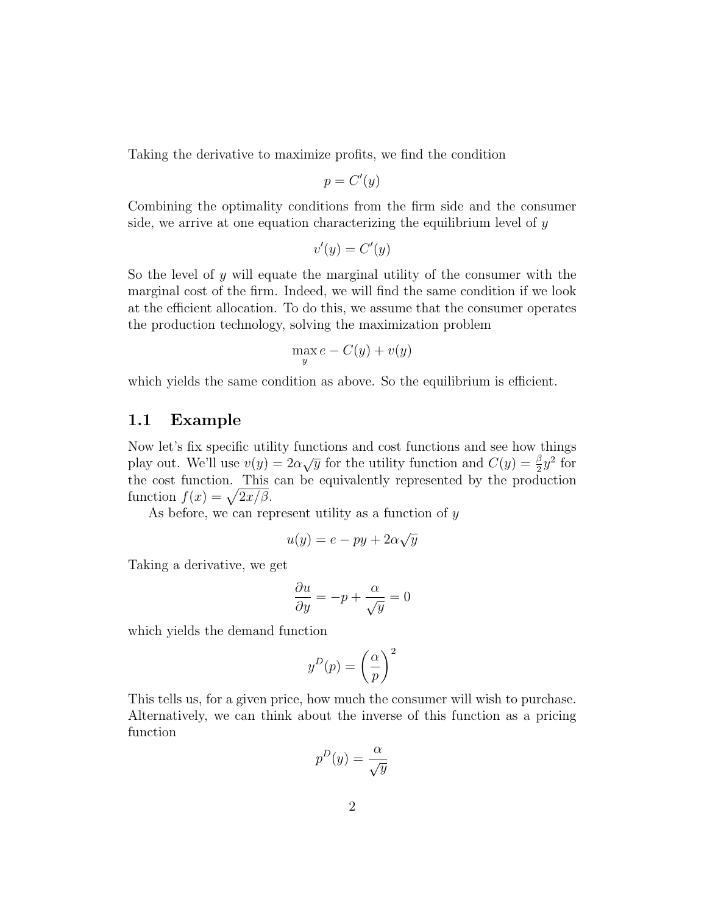Taking the derivative to maximize profits, we find the condition

$$p = C'(y)$$

Combining the optimality conditions from the firm side and the consumer side, we arrive at one equation characterizing the equilibrium level of $y$

$$v'(y) = C'(y)$$

So the level of $y$ will equate the marginal utility of the consumer with the marginal cost of the firm. Indeed, we will find the same condition if we look at the efficient allocation. To do this, we assume that the consumer operates the production technology, solving the maximization problem

$$\max_y e - C(y) + v(y)$$

which yields the same condition as above. So the equilibrium is efficient.

## 1.1 Example

Now let's fix specific utility functions and cost functions and see how things play out. We'll use $v(y) = 2\alpha\sqrt{y}$ for the utility function and $C(y) = \frac{\beta}{2}y^2$ for the cost function. This can be equivalently represented by the production function $f(x) = \sqrt{2x/\beta}$.

As before, we can represent utility as a function of $y$

$$u(y) = e - py + 2\alpha\sqrt{y}$$

Taking a derivative, we get

$$\frac{\partial u}{\partial y} = -p + \frac{\alpha}{\sqrt{y}} = 0$$

which yields the demand function

$$y^D(p) = \left(\frac{\alpha}{p}\right)^2$$

This tells us, for a given price, how much the consumer will wish to purchase. Alternatively, we can think about the inverse of this function as a pricing function

$$p^D(y) = \frac{\alpha}{\sqrt{y}}$$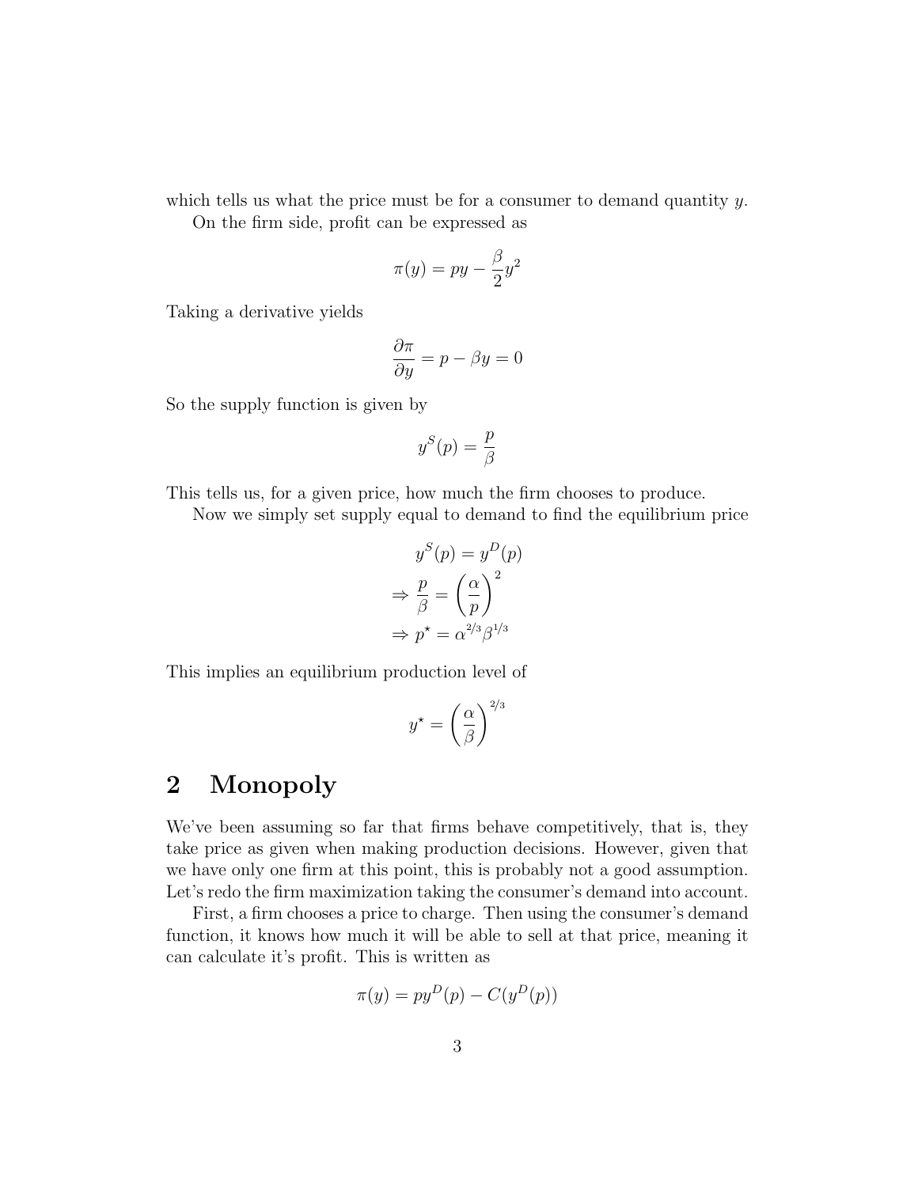which tells us what the price must be for a consumer to demand quantity $y$.

On the firm side, profit can be expressed as

$$\pi(y) = py - \frac{\beta}{2}y^2$$

Taking a derivative yields

$$\frac{\partial \pi}{\partial y} = p - \beta y = 0$$

So the supply function is given by

$$y^S(p) = \frac{p}{\beta}$$

This tells us, for a given price, how much the firm chooses to produce.

Now we simply set supply equal to demand to find the equilibrium price

$$\begin{aligned} y^S(p) &= y^D(p) \\ \Rightarrow \frac{p}{\beta} &= \left(\frac{\alpha}{p}\right)^2 \\ \Rightarrow p^\star &= \alpha^{2/3}\beta^{1/3} \end{aligned}$$

This implies an equilibrium production level of

$$y^\star = \left(\frac{\alpha}{\beta}\right)^{2/3}$$

## 2 Monopoly

We've been assuming so far that firms behave competitively, that is, they take price as given when making production decisions. However, given that we have only one firm at this point, this is probably not a good assumption. Let's redo the firm maximization taking the consumer's demand into account.

First, a firm chooses a price to charge. Then using the consumer's demand function, it knows how much it will be able to sell at that price, meaning it can calculate it's profit. This is written as

$$\pi(y) = py^D(p) - C(y^D(p))$$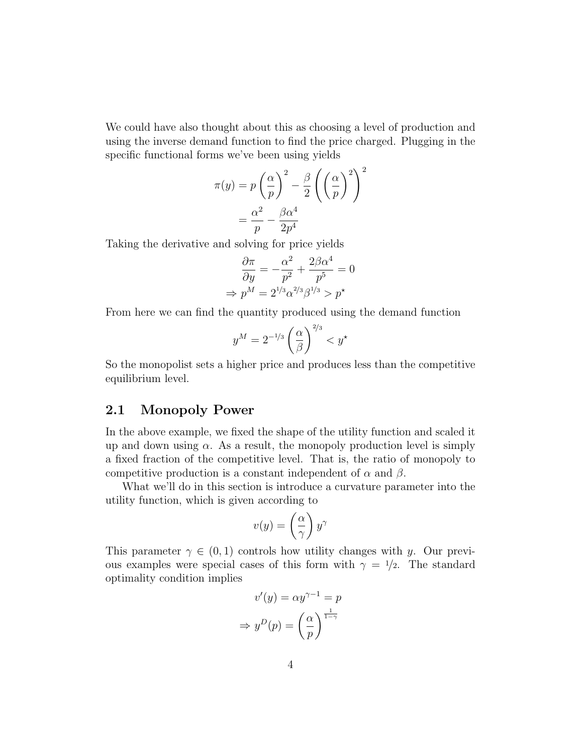We could have also thought about this as choosing a level of production and using the inverse demand function to find the price charged. Plugging in the specific functional forms we've been using yields

$$\pi(y) = p\left(\frac{\alpha}{p}\right)^2 - \frac{\beta}{2}\left(\left(\frac{\alpha}{p}\right)^2\right)^2$$
$$= \frac{\alpha^2}{p} - \frac{\beta\alpha^4}{2p^4}$$

Taking the derivative and solving for price yields

$$\frac{\partial \pi}{\partial y} = -\frac{\alpha^2}{p^2} + \frac{2\beta\alpha^4}{p^5} = 0$$
$$\Rightarrow p^M = 2^{1/3}\alpha^{2/3}\beta^{1/3} > p^\star$$

From here we can find the quantity produced using the demand function

$$y^M = 2^{-1/3}\left(\frac{\alpha}{\beta}\right)^{2/3} < y^\star$$

So the monopolist sets a higher price and produces less than the competitive equilibrium level.

## 2.1 Monopoly Power

In the above example, we fixed the shape of the utility function and scaled it up and down using $\alpha$. As a result, the monopoly production level is simply a fixed fraction of the competitive level. That is, the ratio of monopoly to competitive production is a constant independent of $\alpha$ and $\beta$.

What we'll do in this section is introduce a curvature parameter into the utility function, which is given according to

$$v(y) = \left(\frac{\alpha}{\gamma}\right) y^\gamma$$

This parameter $\gamma \in (0, 1)$ controls how utility changes with $y$. Our previous examples were special cases of this form with $\gamma = 1/2$. The standard optimality condition implies

$$v'(y) = \alpha y^{\gamma - 1} = p$$
$$\Rightarrow y^D(p) = \left(\frac{\alpha}{p}\right)^{\frac{1}{1-\gamma}}$$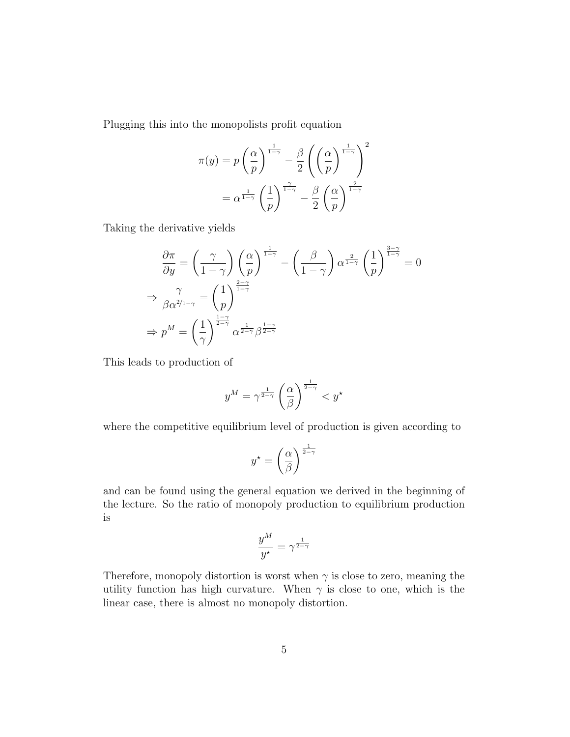Plugging this into the monopolists profit equation

$$
\begin{aligned}
\pi(y) &= p\left(\frac{\alpha}{p}\right)^{\frac{1}{1-\gamma}} - \frac{\beta}{2}\left(\left(\frac{\alpha}{p}\right)^{\frac{1}{1-\gamma}}\right)^{2} \\
&= \alpha^{\frac{1}{1-\gamma}}\left(\frac{1}{p}\right)^{\frac{\gamma}{1-\gamma}} - \frac{\beta}{2}\left(\frac{\alpha}{p}\right)^{\frac{2}{1-\gamma}}
\end{aligned}
$$

Taking the derivative yields

$$
\begin{aligned}
&\frac{\partial \pi}{\partial y} = \left(\frac{\gamma}{1-\gamma}\right)\left(\frac{\alpha}{p}\right)^{\frac{1}{1-\gamma}} - \left(\frac{\beta}{1-\gamma}\right)\alpha^{\frac{2}{1-\gamma}}\left(\frac{1}{p}\right)^{\frac{3-\gamma}{1-\gamma}} = 0 \\
&\Rightarrow \frac{\gamma}{\beta\alpha^{2/1-\gamma}} = \left(\frac{1}{p}\right)^{\frac{2-\gamma}{1-\gamma}} \\
&\Rightarrow p^{M} = \left(\frac{1}{\gamma}\right)^{\frac{1-\gamma}{2-\gamma}}\alpha^{\frac{1}{2-\gamma}}\beta^{\frac{1-\gamma}{2-\gamma}}
\end{aligned}
$$

This leads to production of

$$
y^{M} = \gamma^{\frac{1}{2-\gamma}}\left(\frac{\alpha}{\beta}\right)^{\frac{1}{2-\gamma}} < y^{\star}
$$

where the competitive equilibrium level of production is given according to

$$
y^{\star} = \left(\frac{\alpha}{\beta}\right)^{\frac{1}{2-\gamma}}
$$

and can be found using the general equation we derived in the beginning of the lecture. So the ratio of monopoly production to equilibrium production is

$$
\frac{y^{M}}{y^{\star}} = \gamma^{\frac{1}{2-\gamma}}
$$

Therefore, monopoly distortion is worst when $\gamma$ is close to zero, meaning the utility function has high curvature. When $\gamma$ is close to one, which is the linear case, there is almost no monopoly distortion.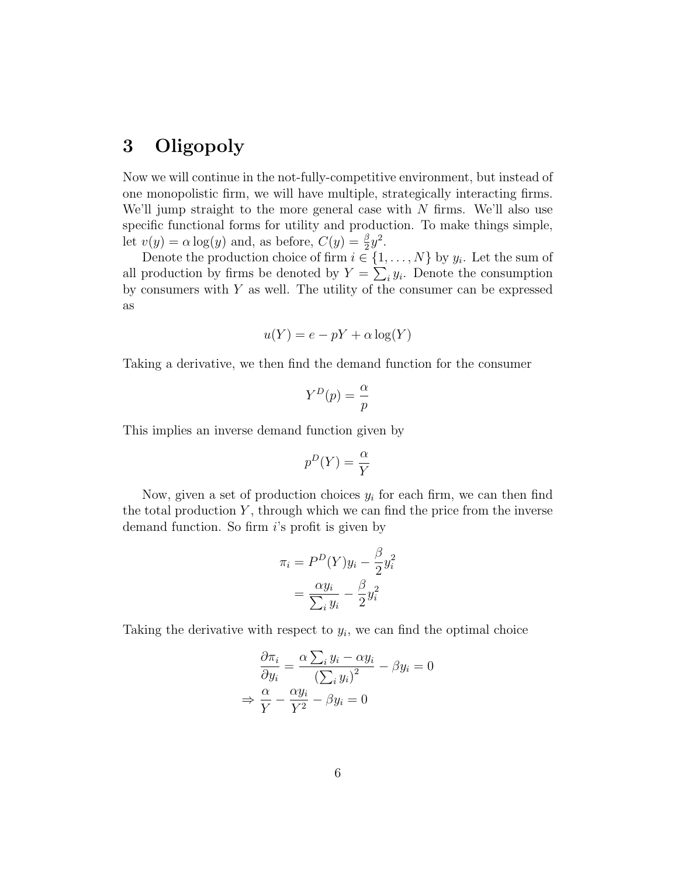# 3 Oligopoly

Now we will continue in the not-fully-competitive environment, but instead of one monopolistic firm, we will have multiple, strategically interacting firms. We'll jump straight to the more general case with $N$ firms. We'll also use specific functional forms for utility and production. To make things simple, let $v(y) = \alpha \log(y)$ and, as before, $C(y) = \frac{\beta}{2}y^2$.

Denote the production choice of firm $i \in \{1, \ldots, N\}$ by $y_i$. Let the sum of all production by firms be denoted by $Y = \sum_i y_i$. Denote the consumption by consumers with $Y$ as well. The utility of the consumer can be expressed as

$$u(Y) = e - pY + \alpha \log(Y)$$

Taking a derivative, we then find the demand function for the consumer

$$Y^D(p) = \frac{\alpha}{p}$$

This implies an inverse demand function given by

$$p^D(Y) = \frac{\alpha}{Y}$$

Now, given a set of production choices $y_i$ for each firm, we can then find the total production $Y$, through which we can find the price from the inverse demand function. So firm $i$'s profit is given by

$$\begin{aligned}
\pi_i &= P^D(Y)y_i - \frac{\beta}{2}y_i^2 \\
&= \frac{\alpha y_i}{\sum_i y_i} - \frac{\beta}{2}y_i^2
\end{aligned}$$

Taking the derivative with respect to $y_i$, we can find the optimal choice

$$\begin{aligned}
\frac{\partial \pi_i}{\partial y_i} &= \frac{\alpha \sum_i y_i - \alpha y_i}{\left(\sum_i y_i\right)^2} - \beta y_i = 0 \\
\Rightarrow \frac{\alpha}{Y} &- \frac{\alpha y_i}{Y^2} - \beta y_i = 0
\end{aligned}$$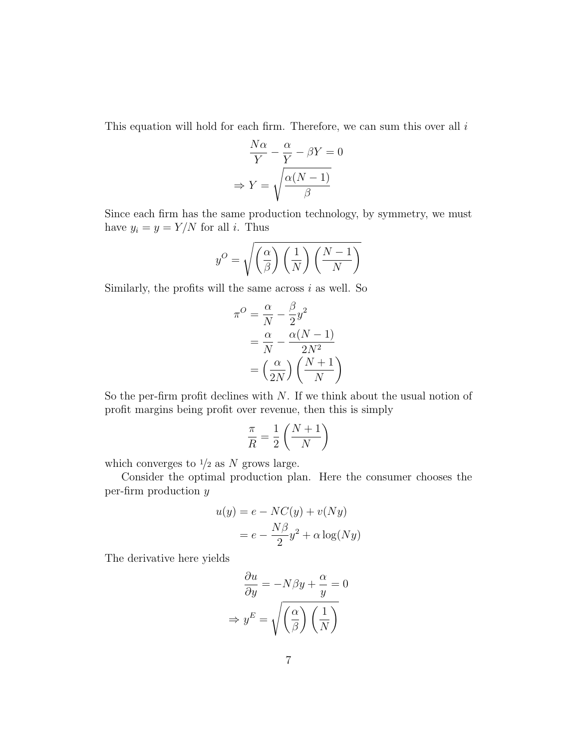This equation will hold for each firm. Therefore, we can sum this over all $i$

$$\frac{N\alpha}{Y} - \frac{\alpha}{Y} - \beta Y = 0$$

$$\Rightarrow Y = \sqrt{\frac{\alpha(N-1)}{\beta}}$$

Since each firm has the same production technology, by symmetry, we must have $y_i = y = Y/N$ for all $i$. Thus

$$y^O = \sqrt{\left(\frac{\alpha}{\beta}\right)\left(\frac{1}{N}\right)\left(\frac{N-1}{N}\right)}$$

Similarly, the profits will the same across $i$ as well. So

$$\begin{aligned}
\pi^O &= \frac{\alpha}{N} - \frac{\beta}{2}y^2 \\
&= \frac{\alpha}{N} - \frac{\alpha(N-1)}{2N^2} \\
&= \left(\frac{\alpha}{2N}\right)\left(\frac{N+1}{N}\right)
\end{aligned}$$

So the per-firm profit declines with $N$. If we think about the usual notion of profit margins being profit over revenue, then this is simply

$$\frac{\pi}{R} = \frac{1}{2}\left(\frac{N+1}{N}\right)$$

which converges to $1/2$ as $N$ grows large.

Consider the optimal production plan. Here the consumer chooses the per-firm production $y$

$$\begin{aligned}
u(y) &= e - NC(y) + v(Ny) \\
&= e - \frac{N\beta}{2}y^2 + \alpha \log(Ny)
\end{aligned}$$

The derivative here yields

$$\frac{\partial u}{\partial y} = -N\beta y + \frac{\alpha}{y} = 0$$

$$\Rightarrow y^E = \sqrt{\left(\frac{\alpha}{\beta}\right)\left(\frac{1}{N}\right)}$$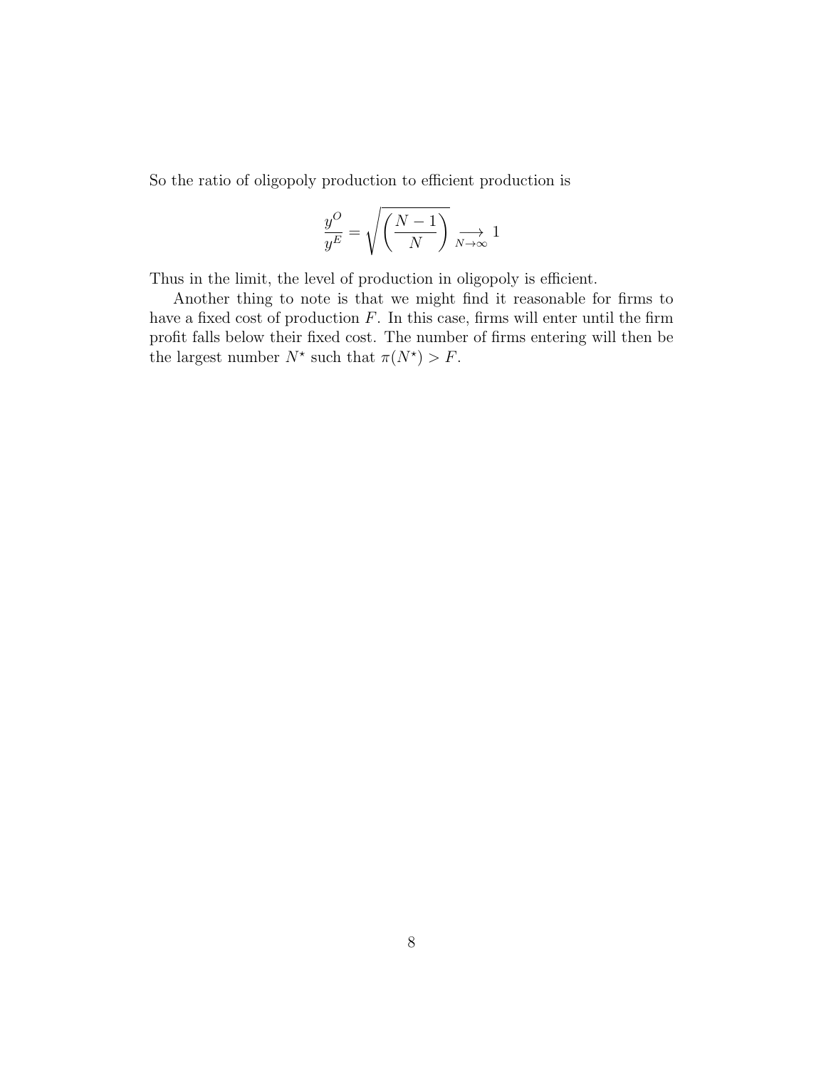So the ratio of oligopoly production to efficient production is

$$\frac{y^O}{y^E} = \sqrt{\left(\frac{N-1}{N}\right)} \underset{N\to\infty}{\longrightarrow} 1$$

Thus in the limit, the level of production in oligopoly is efficient.

Another thing to note is that we might find it reasonable for firms to have a fixed cost of production $F$. In this case, firms will enter until the firm profit falls below their fixed cost. The number of firms entering will then be the largest number $N^\star$ such that $\pi(N^\star) > F$.